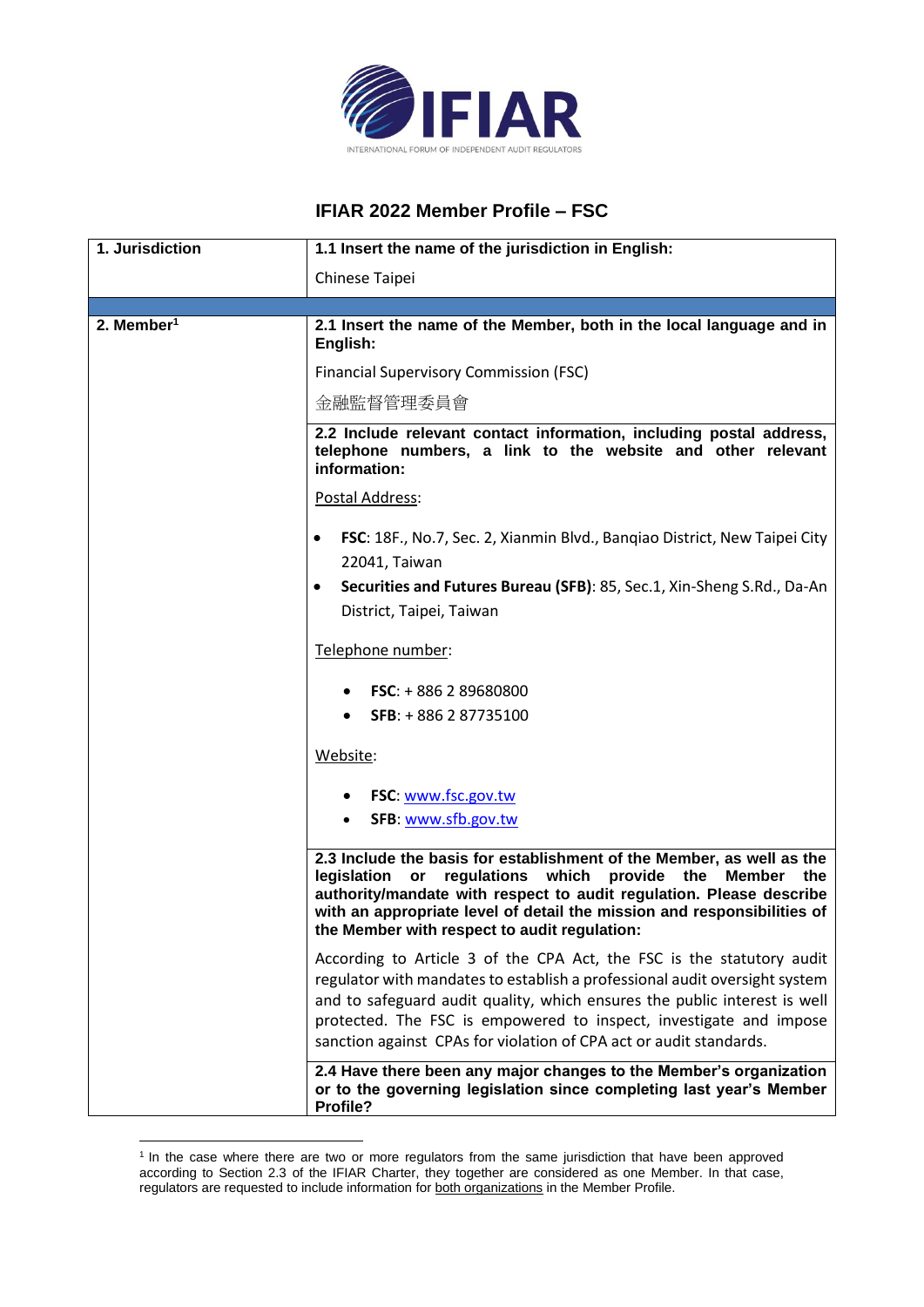# IFIAR 2022 Member Profile – FSC

| 1. Jurisdiction | 1.1 Insert the name of the jurisdiction in English: |
|---|---|
| | Chinese Taipei |
| | |
| 2. Member[1] | **2.1 Insert the name of the Member, both in the local language and in English:** |
| | Financial Supervisory Commission (FSC)<br>金融監督管理委員會 |
| | **2.2 Include relevant contact information, including postal address, telephone numbers, a link to the website and other relevant information:** |
| | Postal Address:<br>• **FSC**: 18F., No.7, Sec. 2, Xianmin Blvd., Banqiao District, New Taipei City 22041, Taiwan<br>• **Securities and Futures Bureau (SFB)**: 85, Sec.1, Xin-Sheng S.Rd., Da-An District, Taipei, Taiwan<br><br>Telephone number:<br>• **FSC**: + 886 2 89680800<br>• **SFB**: + 886 2 87735100<br><br>Website:<br>• **FSC**: www.fsc.gov.tw<br>• **SFB**: www.sfb.gov.tw |
| | **2.3 Include the basis for establishment of the Member, as well as the legislation or regulations which provide the Member the authority/mandate with respect to audit regulation. Please describe with an appropriate level of detail the mission and responsibilities of the Member with respect to audit regulation:** |
| | According to Article 3 of the CPA Act, the FSC is the statutory audit regulator with mandates to establish a professional audit oversight system and to safeguard audit quality, which ensures the public interest is well protected. The FSC is empowered to inspect, investigate and impose sanction against CPAs for violation of CPA act or audit standards. |
| | **2.4 Have there been any major changes to the Member's organization or to the governing legislation since completing last year's Member Profile?** |

[1] In the case where there are two or more regulators from the same jurisdiction that have been approved according to Section 2.3 of the IFIAR Charter, they together are considered as one Member. In that case, regulators are requested to include information for both organizations in the Member Profile.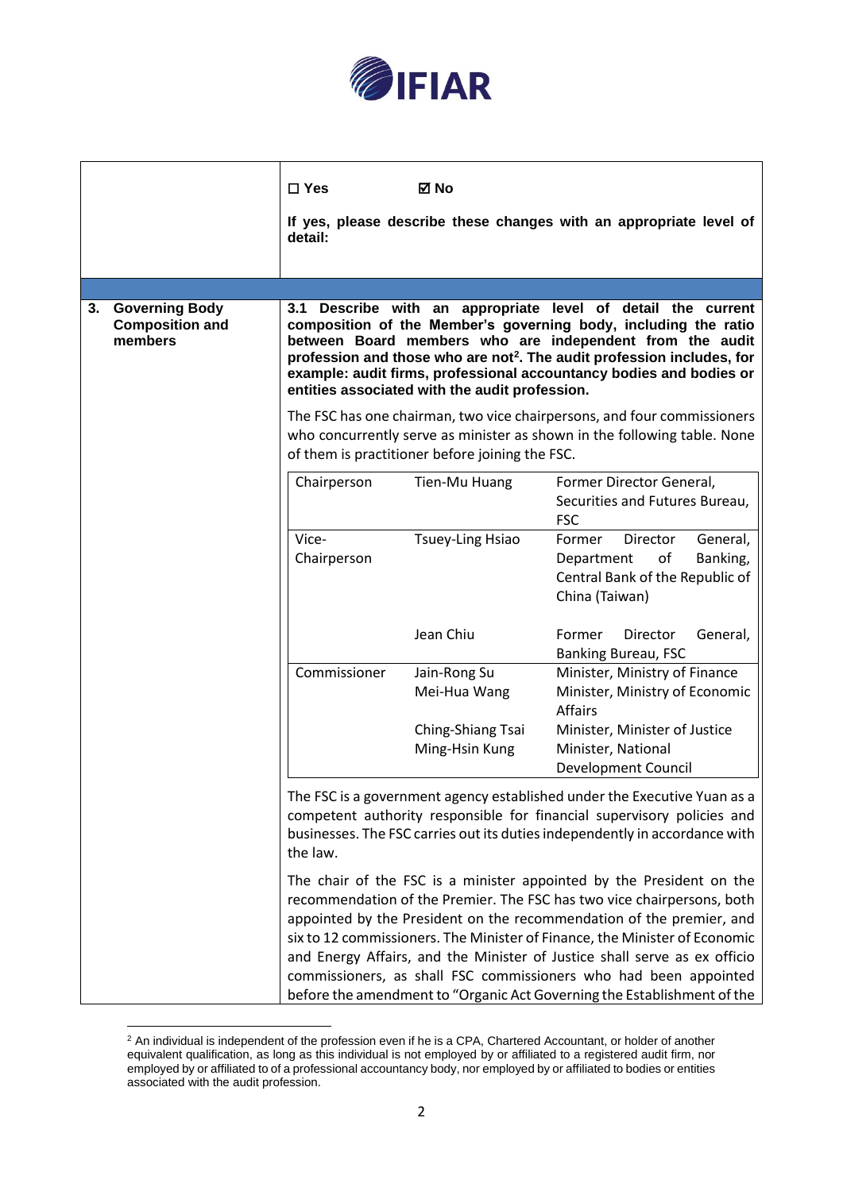| | |
|---|---|
| | ☐ **Yes** ☑ **No**<br><br>**If yes, please describe these changes with an appropriate level of detail:** |
| | |
| **3. Governing Body Composition and members** | **3.1 Describe with an appropriate level of detail the current composition of the Member's governing body, including the ratio between Board members who are independent from the audit profession and those who are not[2]. The audit profession includes, for example: audit firms, professional accountancy bodies and bodies or entities associated with the audit profession.** |

The FSC has one chairman, two vice chairpersons, and four commissioners who concurrently serve as minister as shown in the following table. None of them is practitioner before joining the FSC.

| | | |
|---|---|---|
| Chairperson | Tien-Mu Huang | Former Director General, Securities and Futures Bureau, FSC |
| Vice-Chairperson | Tsuey-Ling Hsiao | Former Director General, Department of Banking, Central Bank of the Republic of China (Taiwan) |
| | Jean Chiu | Former Director General, Banking Bureau, FSC |
| Commissioner | Jain-Rong Su | Minister, Ministry of Finance |
| | Mei-Hua Wang | Minister, Ministry of Economic Affairs |
| | Ching-Shiang Tsai | Minister, Minister of Justice |
| | Ming-Hsin Kung | Minister, National Development Council |

The FSC is a government agency established under the Executive Yuan as a competent authority responsible for financial supervisory policies and businesses. The FSC carries out its duties independently in accordance with the law.

The chair of the FSC is a minister appointed by the President on the recommendation of the Premier. The FSC has two vice chairpersons, both appointed by the President on the recommendation of the premier, and six to 12 commissioners. The Minister of Finance, the Minister of Economic and Energy Affairs, and the Minister of Justice shall serve as ex officio commissioners, as shall FSC commissioners who had been appointed before the amendment to "Organic Act Governing the Establishment of the

[2] An individual is independent of the profession even if he is a CPA, Chartered Accountant, or holder of another equivalent qualification, as long as this individual is not employed by or affiliated to a registered audit firm, nor employed by or affiliated to of a professional accountancy body, nor employed by or affiliated to bodies or entities associated with the audit profession.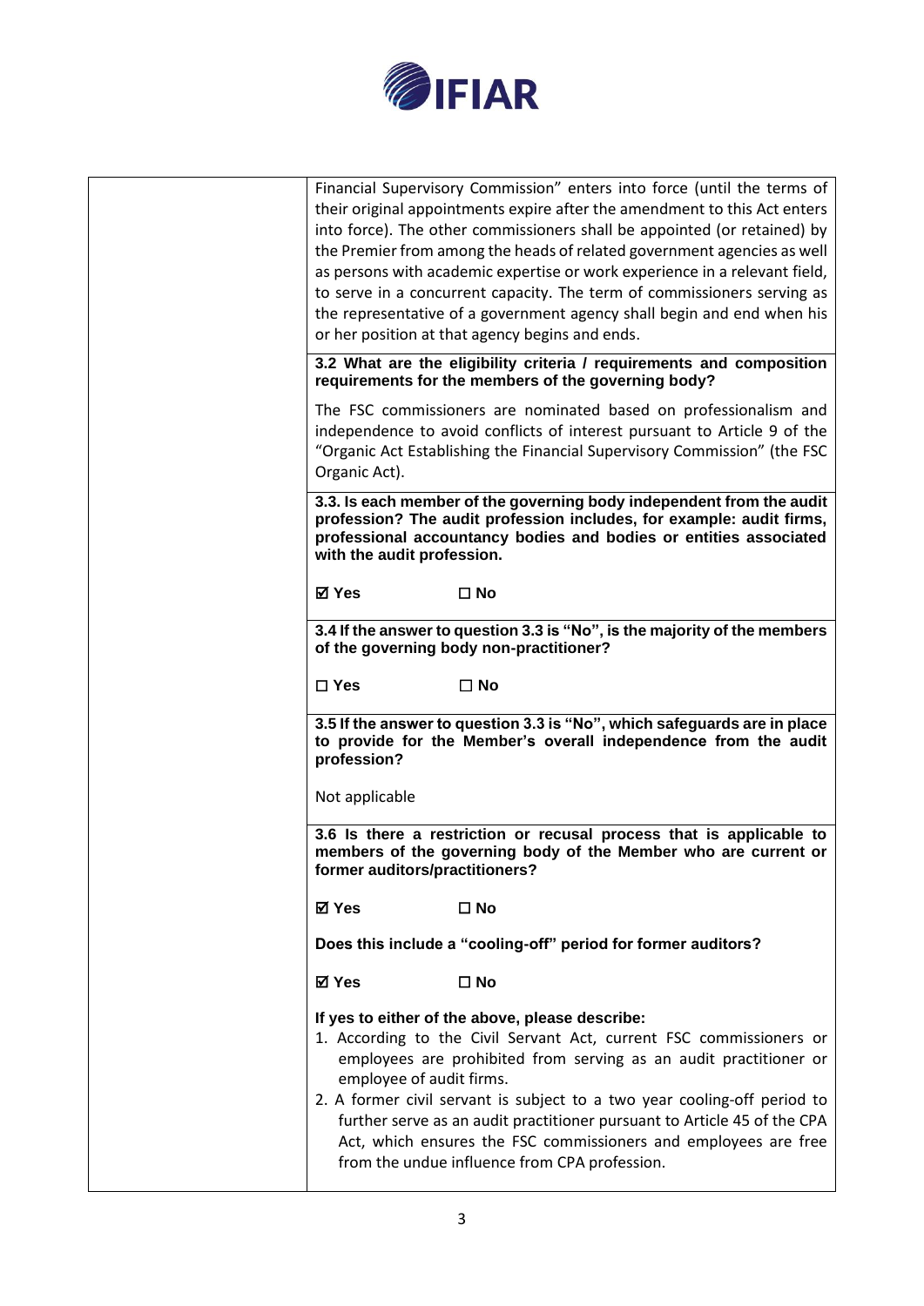Financial Supervisory Commission" enters into force (until the terms of their original appointments expire after the amendment to this Act enters into force). The other commissioners shall be appointed (or retained) by the Premier from among the heads of related government agencies as well as persons with academic expertise or work experience in a relevant field, to serve in a concurrent capacity. The term of commissioners serving as the representative of a government agency shall begin and end when his or her position at that agency begins and ends.

**3.2 What are the eligibility criteria / requirements and composition requirements for the members of the governing body?**

The FSC commissioners are nominated based on professionalism and independence to avoid conflicts of interest pursuant to Article 9 of the "Organic Act Establishing the Financial Supervisory Commission" (the FSC Organic Act).

**3.3. Is each member of the governing body independent from the audit profession? The audit profession includes, for example: audit firms, professional accountancy bodies and bodies or entities associated with the audit profession.**

☑ **Yes** ☐ **No**

**3.4 If the answer to question 3.3 is "No", is the majority of the members of the governing body non-practitioner?**

☐ **Yes** ☐ **No**

**3.5 If the answer to question 3.3 is "No", which safeguards are in place to provide for the Member's overall independence from the audit profession?**

Not applicable

**3.6 Is there a restriction or recusal process that is applicable to members of the governing body of the Member who are current or former auditors/practitioners?**

☑ **Yes** ☐ **No**

**Does this include a "cooling-off" period for former auditors?**

☑ **Yes** ☐ **No**

**If yes to either of the above, please describe:**

1. According to the Civil Servant Act, current FSC commissioners or employees are prohibited from serving as an audit practitioner or employee of audit firms.
2. A former civil servant is subject to a two year cooling-off period to further serve as an audit practitioner pursuant to Article 45 of the CPA Act, which ensures the FSC commissioners and employees are free from the undue influence from CPA profession.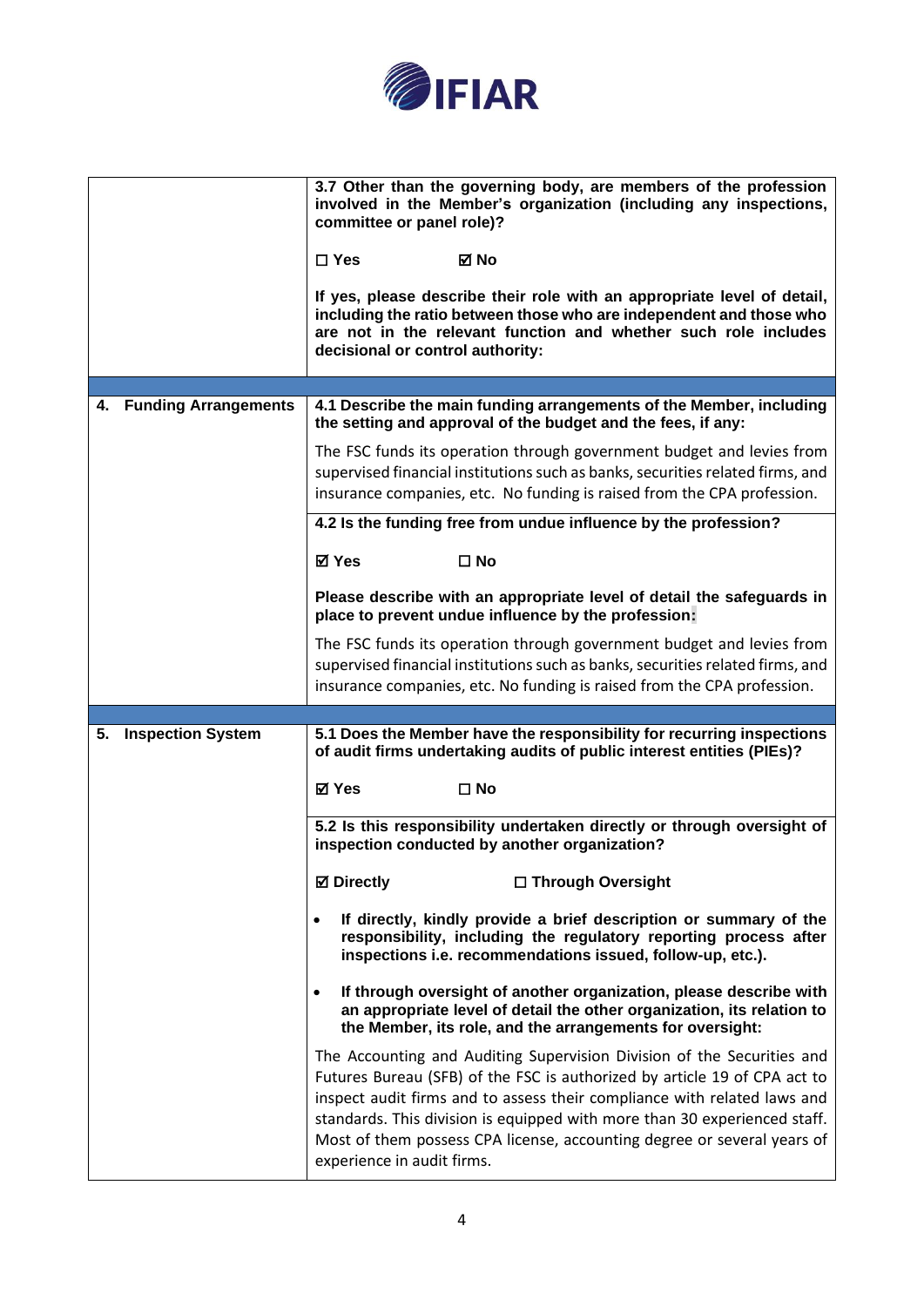| | |
|---|---|
| | **3.7 Other than the governing body, are members of the profession involved in the Member's organization (including any inspections, committee or panel role)?**<br><br>**☐ Yes ☑ No**<br><br>**If yes, please describe their role with an appropriate level of detail, including the ratio between those who are independent and those who are not in the relevant function and whether such role includes decisional or control authority:** |
| | |
| **4. Funding Arrangements** | **4.1 Describe the main funding arrangements of the Member, including the setting and approval of the budget and the fees, if any:**<br><br>The FSC funds its operation through government budget and levies from supervised financial institutions such as banks, securities related firms, and insurance companies, etc. No funding is raised from the CPA profession. |
| | **4.2 Is the funding free from undue influence by the profession?**<br><br>**☑ Yes ☐ No**<br><br>**Please describe with an appropriate level of detail the safeguards in place to prevent undue influence by the profession:**<br><br>The FSC funds its operation through government budget and levies from supervised financial institutions such as banks, securities related firms, and insurance companies, etc. No funding is raised from the CPA profession. |
| | |
| **5. Inspection System** | **5.1 Does the Member have the responsibility for recurring inspections of audit firms undertaking audits of public interest entities (PIEs)?**<br><br>**☑ Yes ☐ No** |
| | **5.2 Is this responsibility undertaken directly or through oversight of inspection conducted by another organization?**<br><br>**☑ Directly ☐ Through Oversight**<br><br>• **If directly, kindly provide a brief description or summary of the responsibility, including the regulatory reporting process after inspections i.e. recommendations issued, follow-up, etc.).**<br><br>• **If through oversight of another organization, please describe with an appropriate level of detail the other organization, its relation to the Member, its role, and the arrangements for oversight:**<br><br>The Accounting and Auditing Supervision Division of the Securities and Futures Bureau (SFB) of the FSC is authorized by article 19 of CPA act to inspect audit firms and to assess their compliance with related laws and standards. This division is equipped with more than 30 experienced staff. Most of them possess CPA license, accounting degree or several years of experience in audit firms. |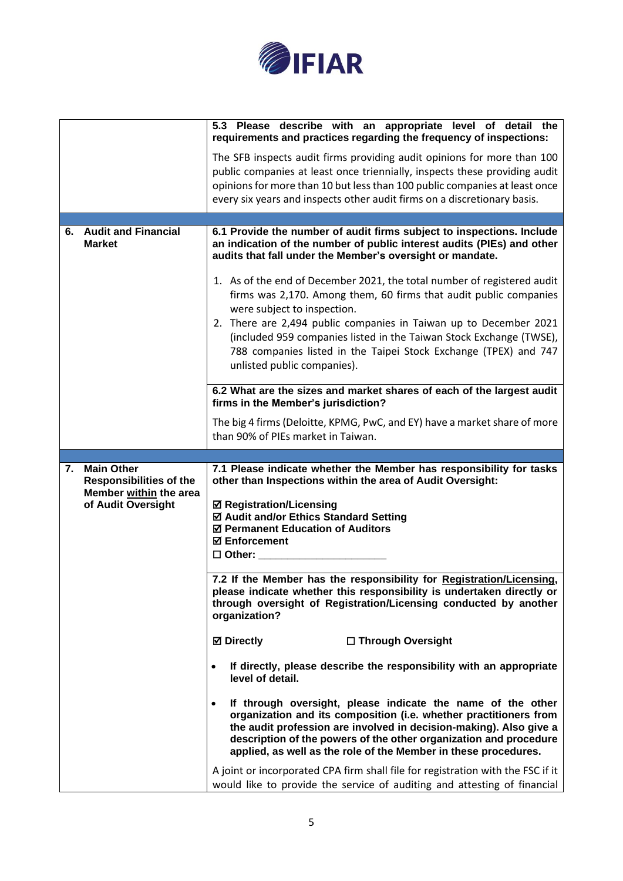| | |
|---|---|
| | **5.3 Please describe with an appropriate level of detail the requirements and practices regarding the frequency of inspections:**<br><br>The SFB inspects audit firms providing audit opinions for more than 100 public companies at least once triennially, inspects these providing audit opinions for more than 10 but less than 100 public companies at least once every six years and inspects other audit firms on a discretionary basis. |
| | |
| **6. Audit and Financial Market** | **6.1 Provide the number of audit firms subject to inspections. Include an indication of the number of public interest audits (PIEs) and other audits that fall under the Member's oversight or mandate.**<br><br>1. As of the end of December 2021, the total number of registered audit firms was 2,170. Among them, 60 firms that audit public companies were subject to inspection.<br>2. There are 2,494 public companies in Taiwan up to December 2021 (included 959 companies listed in the Taiwan Stock Exchange (TWSE), 788 companies listed in the Taipei Stock Exchange (TPEX) and 747 unlisted public companies). |
| | **6.2 What are the sizes and market shares of each of the largest audit firms in the Member's jurisdiction?**<br><br>The big 4 firms (Deloitte, KPMG, PwC, and EY) have a market share of more than 90% of PIEs market in Taiwan. |
| | |
| **7. Main Other Responsibilities of the Member within the area of Audit Oversight** | **7.1 Please indicate whether the Member has responsibility for tasks other than Inspections within the area of Audit Oversight:**<br><br>☑ **Registration/Licensing**<br>☑ **Audit and/or Ethics Standard Setting**<br>☑ **Permanent Education of Auditors**<br>☑ **Enforcement**<br>☐ **Other: \_\_\_\_\_\_\_\_\_\_\_\_\_\_\_\_\_\_\_\_** |
| | **7.2 If the Member has the responsibility for Registration/Licensing, please indicate whether this responsibility is undertaken directly or through oversight of Registration/Licensing conducted by another organization?**<br><br>☑ **Directly** ☐ **Through Oversight**<br><br>• **If directly, please describe the responsibility with an appropriate level of detail.**<br><br>• **If through oversight, please indicate the name of the other organization and its composition (i.e. whether practitioners from the audit profession are involved in decision-making). Also give a description of the powers of the other organization and procedure applied, as well as the role of the Member in these procedures.**<br><br>A joint or incorporated CPA firm shall file for registration with the FSC if it would like to provide the service of auditing and attesting of financial |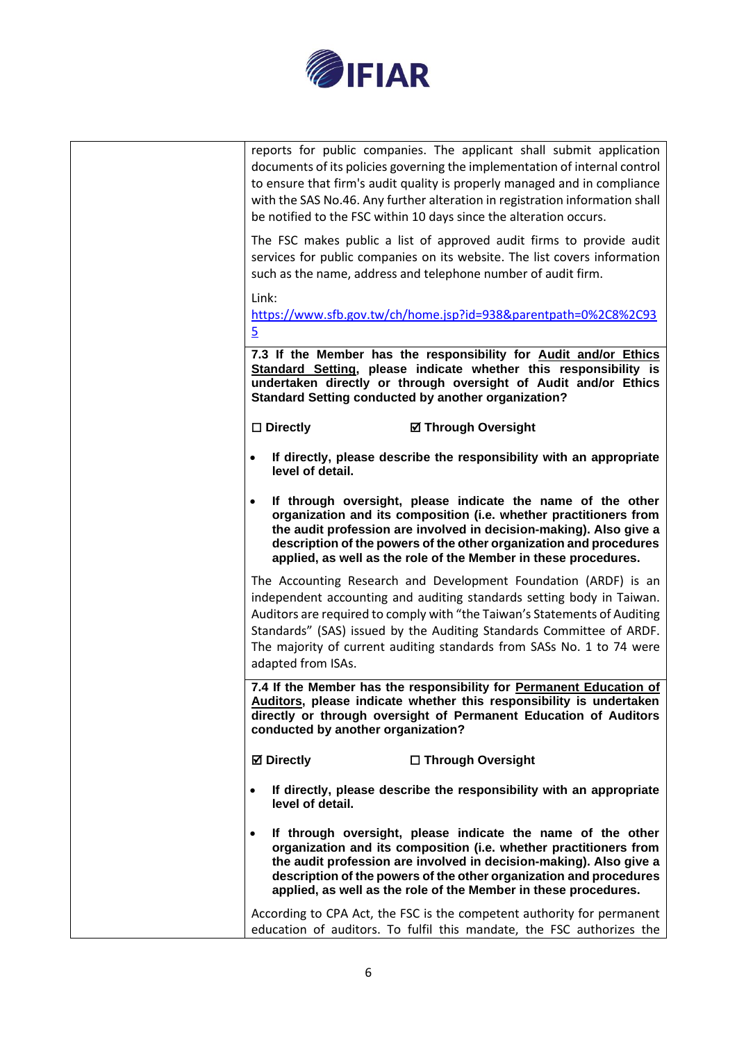| | reports for public companies. The applicant shall submit application documents of its policies governing the implementation of internal control to ensure that firm's audit quality is properly managed and in compliance with the SAS No.46. Any further alteration in registration information shall be notified to the FSC within 10 days since the alteration occurs.<br><br>The FSC makes public a list of approved audit firms to provide audit services for public companies on its website. The list covers information such as the name, address and telephone number of audit firm.<br><br>Link:<br>[https://www.sfb.gov.tw/ch/home.jsp?id=938&parentpath=0%2C8%2C935](https://www.sfb.gov.tw/ch/home.jsp?id=938&parentpath=0%2C8%2C935) |
|---|---|
| | **7.3 If the Member has the responsibility for <u>Audit and/or Ethics Standard Setting</u>, please indicate whether this responsibility is undertaken directly or through oversight of Audit and/or Ethics Standard Setting conducted by another organization?**<br><br>**☐ Directly** &nbsp;&nbsp;&nbsp;&nbsp;&nbsp;&nbsp; **☑ Through Oversight**<br><br>• **If directly, please describe the responsibility with an appropriate level of detail.**<br><br>• **If through oversight, please indicate the name of the other organization and its composition (i.e. whether practitioners from the audit profession are involved in decision-making). Also give a description of the powers of the other organization and procedures applied, as well as the role of the Member in these procedures.**<br><br>The Accounting Research and Development Foundation (ARDF) is an independent accounting and auditing standards setting body in Taiwan. Auditors are required to comply with "the Taiwan's Statements of Auditing Standards" (SAS) issued by the Auditing Standards Committee of ARDF. The majority of current auditing standards from SASs No. 1 to 74 were adapted from ISAs. |
| | **7.4 If the Member has the responsibility for <u>Permanent Education of Auditors</u>, please indicate whether this responsibility is undertaken directly or through oversight of Permanent Education of Auditors conducted by another organization?**<br><br>**☑ Directly** &nbsp;&nbsp;&nbsp;&nbsp;&nbsp;&nbsp; **☐ Through Oversight**<br><br>• **If directly, please describe the responsibility with an appropriate level of detail.**<br><br>• **If through oversight, please indicate the name of the other organization and its composition (i.e. whether practitioners from the audit profession are involved in decision-making). Also give a description of the powers of the other organization and procedures applied, as well as the role of the Member in these procedures.**<br><br>According to CPA Act, the FSC is the competent authority for permanent education of auditors. To fulfil this mandate, the FSC authorizes the |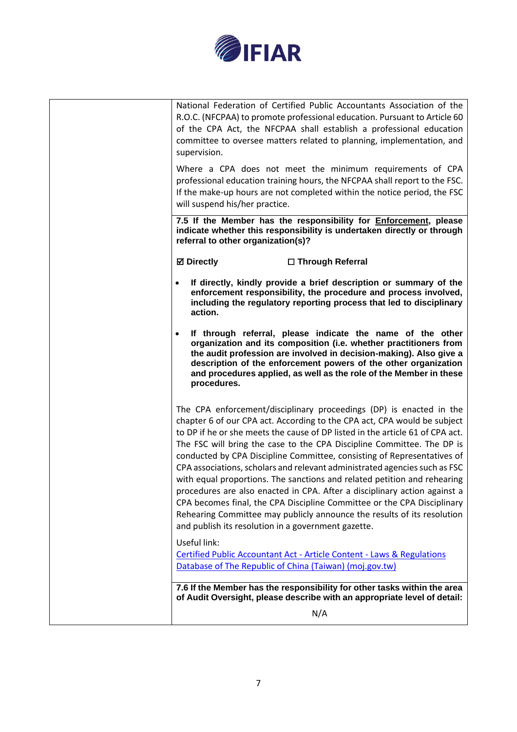| | |
|---|---|
| | National Federation of Certified Public Accountants Association of the R.O.C. (NFCPAA) to promote professional education. Pursuant to Article 60 of the CPA Act, the NFCPAA shall establish a professional education committee to oversee matters related to planning, implementation, and supervision.<br><br>Where a CPA does not meet the minimum requirements of CPA professional education training hours, the NFCPAA shall report to the FSC. If the make-up hours are not completed within the notice period, the FSC will suspend his/her practice. |
| | **7.5 If the Member has the responsibility for <u>Enforcement</u>, please indicate whether this responsibility is undertaken directly or through referral to other organization(s)?**<br><br>**☑ Directly** **☐ Through Referral**<br><br>• **If directly, kindly provide a brief description or summary of the enforcement responsibility, the procedure and process involved, including the regulatory reporting process that led to disciplinary action.**<br><br>• **If through referral, please indicate the name of the other organization and its composition (i.e. whether practitioners from the audit profession are involved in decision-making). Also give a description of the enforcement powers of the other organization and procedures applied, as well as the role of the Member in these procedures.**<br><br>The CPA enforcement/disciplinary proceedings (DP) is enacted in the chapter 6 of our CPA act. According to the CPA act, CPA would be subject to DP if he or she meets the cause of DP listed in the article 61 of CPA act. The FSC will bring the case to the CPA Discipline Committee. The DP is conducted by CPA Discipline Committee, consisting of Representatives of CPA associations, scholars and relevant administrated agencies such as FSC with equal proportions. The sanctions and related petition and rehearing procedures are also enacted in CPA. After a disciplinary action against a CPA becomes final, the CPA Discipline Committee or the CPA Disciplinary Rehearing Committee may publicly announce the results of its resolution and publish its resolution in a government gazette.<br><br>Useful link:<br>[Certified Public Accountant Act - Article Content - Laws & Regulations Database of The Republic of China (Taiwan) (moj.gov.tw)]() |
| | **7.6 If the Member has the responsibility for other tasks within the area of Audit Oversight, please describe with an appropriate level of detail:**<br><br>N/A |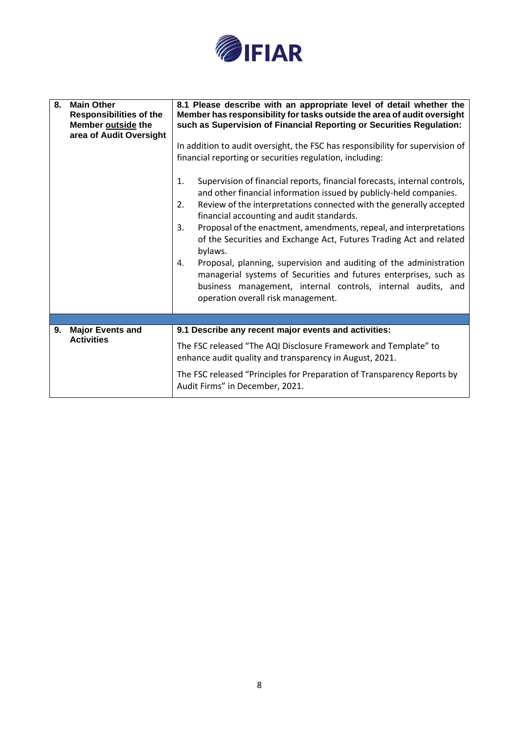| | | |
|---|---|---|
| **8.** | **Main Other Responsibilities of the Member <u>outside</u> the area of Audit Oversight** | **8.1 Please describe with an appropriate level of detail whether the Member has responsibility for tasks outside the area of audit oversight such as Supervision of Financial Reporting or Securities Regulation:**<br><br>In addition to audit oversight, the FSC has responsibility for supervision of financial reporting or securities regulation, including:<br><br>1. Supervision of financial reports, financial forecasts, internal controls, and other financial information issued by publicly-held companies.<br>2. Review of the interpretations connected with the generally accepted financial accounting and audit standards.<br>3. Proposal of the enactment, amendments, repeal, and interpretations of the Securities and Exchange Act, Futures Trading Act and related bylaws.<br>4. Proposal, planning, supervision and auditing of the administration managerial systems of Securities and futures enterprises, such as business management, internal controls, internal audits, and operation overall risk management. |
| **9.** | **Major Events and Activities** | **9.1 Describe any recent major events and activities:**<br><br>The FSC released "The AQI Disclosure Framework and Template" to enhance audit quality and transparency in August, 2021.<br><br>The FSC released "Principles for Preparation of Transparency Reports by Audit Firms" in December, 2021. |